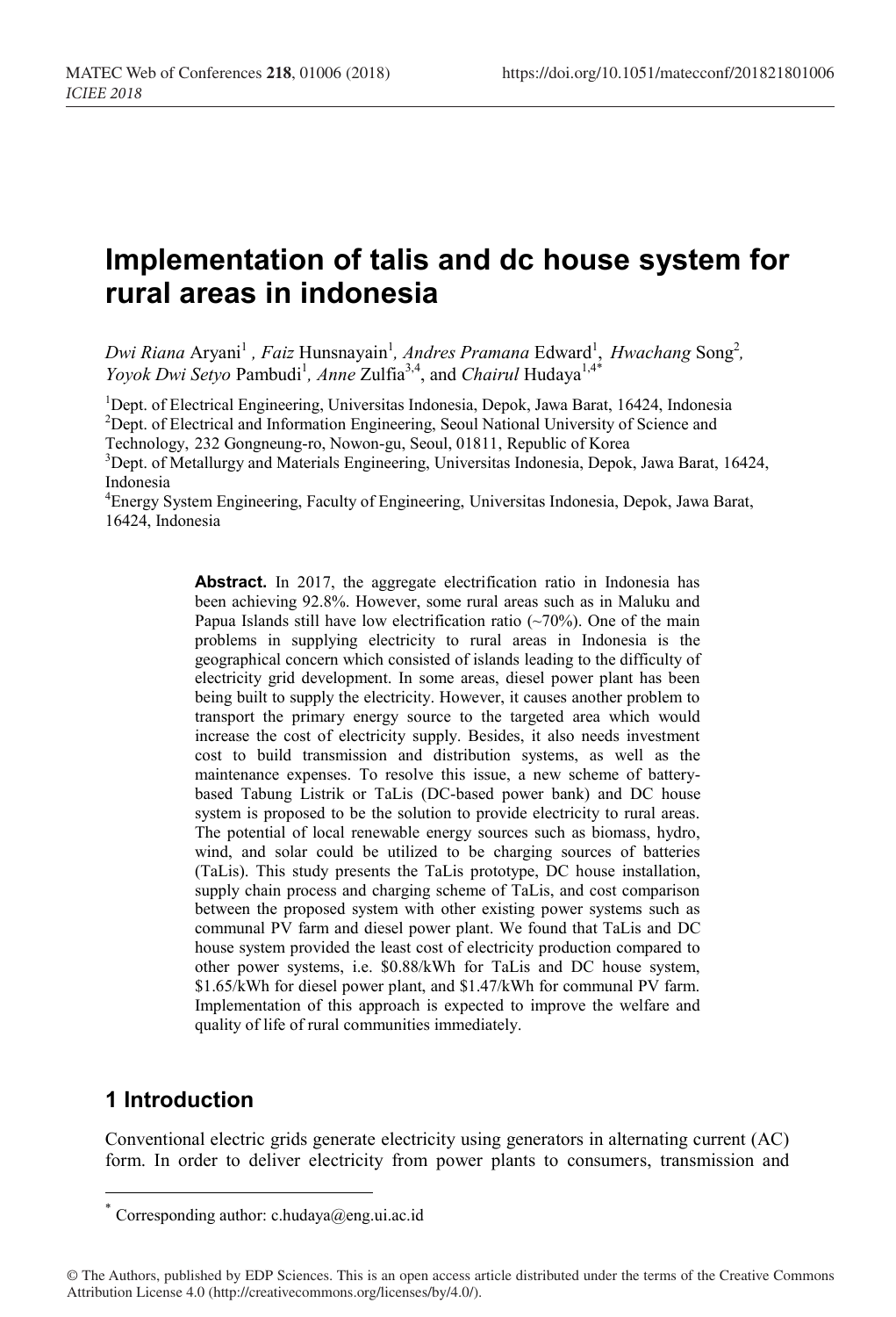# Implementation of talis and dc house system for rural areas in indonesia

*Dwi Riana* Aryani[1] , *Faiz* Hunsnayain[1], *Andres Pramana* Edward[1], *Hwachang* Song[2], *Yoyok Dwi Setyo* Pambudi[1], *Anne* Zulfia[3,4], and *Chairul* Hudaya[1,4*]

[1]Dept. of Electrical Engineering, Universitas Indonesia, Depok, Jawa Barat, 16424, Indonesia
[2]Dept. of Electrical and Information Engineering, Seoul National University of Science and Technology, 232 Gongneung-ro, Nowon-gu, Seoul, 01811, Republic of Korea
[3]Dept. of Metallurgy and Materials Engineering, Universitas Indonesia, Depok, Jawa Barat, 16424, Indonesia
[4]Energy System Engineering, Faculty of Engineering, Universitas Indonesia, Depok, Jawa Barat, 16424, Indonesia

**Abstract.** In 2017, the aggregate electrification ratio in Indonesia has been achieving 92.8%. However, some rural areas such as in Maluku and Papua Islands still have low electrification ratio (~70%). One of the main problems in supplying electricity to rural areas in Indonesia is the geographical concern which consisted of islands leading to the difficulty of electricity grid development. In some areas, diesel power plant has been being built to supply the electricity. However, it causes another problem to transport the primary energy source to the targeted area which would increase the cost of electricity supply. Besides, it also needs investment cost to build transmission and distribution systems, as well as the maintenance expenses. To resolve this issue, a new scheme of battery-based Tabung Listrik or TaLis (DC-based power bank) and DC house system is proposed to be the solution to provide electricity to rural areas. The potential of local renewable energy sources such as biomass, hydro, wind, and solar could be utilized to be charging sources of batteries (TaLis). This study presents the TaLis prototype, DC house installation, supply chain process and charging scheme of TaLis, and cost comparison between the proposed system with other existing power systems such as communal PV farm and diesel power plant. We found that TaLis and DC house system provided the least cost of electricity production compared to other power systems, i.e. $0.88/kWh for TaLis and DC house system, $1.65/kWh for diesel power plant, and $1.47/kWh for communal PV farm. Implementation of this approach is expected to improve the welfare and quality of life of rural communities immediately.

## 1 Introduction

Conventional electric grids generate electricity using generators in alternating current (AC) form. In order to deliver electricity from power plants to consumers, transmission and

* Corresponding author: c.hudaya@eng.ui.ac.id

© The Authors, published by EDP Sciences. This is an open access article distributed under the terms of the Creative Commons Attribution License 4.0 (http://creativecommons.org/licenses/by/4.0/).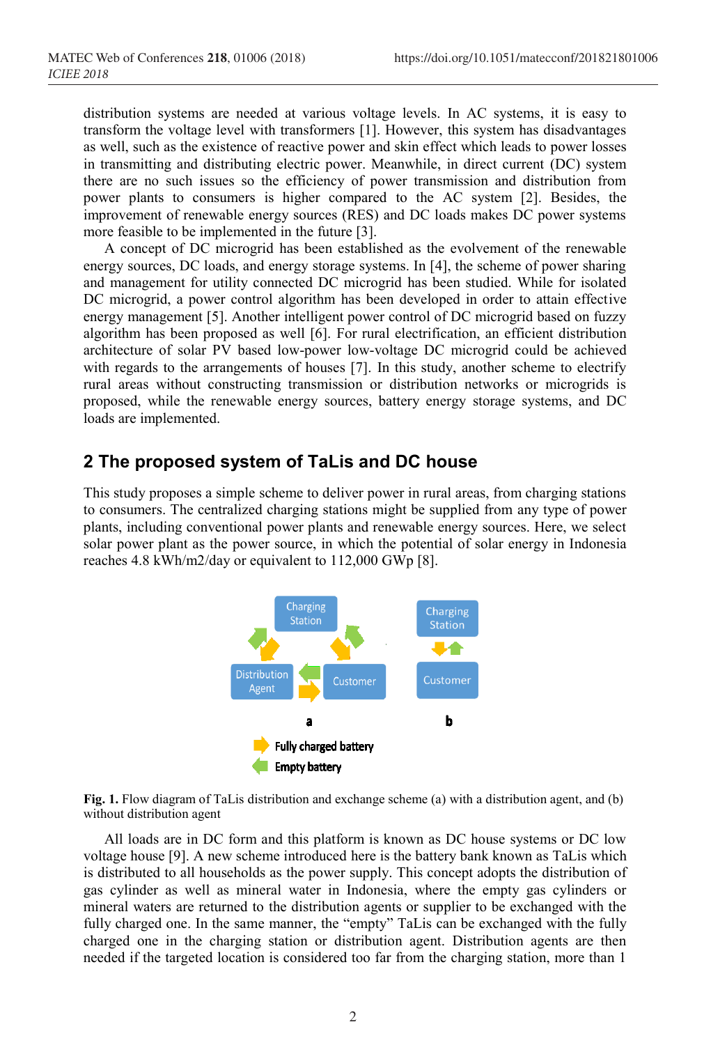distribution systems are needed at various voltage levels. In AC systems, it is easy to transform the voltage level with transformers [1]. However, this system has disadvantages as well, such as the existence of reactive power and skin effect which leads to power losses in transmitting and distributing electric power. Meanwhile, in direct current (DC) system there are no such issues so the efficiency of power transmission and distribution from power plants to consumers is higher compared to the AC system [2]. Besides, the improvement of renewable energy sources (RES) and DC loads makes DC power systems more feasible to be implemented in the future [3].

A concept of DC microgrid has been established as the evolvement of the renewable energy sources, DC loads, and energy storage systems. In [4], the scheme of power sharing and management for utility connected DC microgrid has been studied. While for isolated DC microgrid, a power control algorithm has been developed in order to attain effective energy management [5]. Another intelligent power control of DC microgrid based on fuzzy algorithm has been proposed as well [6]. For rural electrification, an efficient distribution architecture of solar PV based low-power low-voltage DC microgrid could be achieved with regards to the arrangements of houses [7]. In this study, another scheme to electrify rural areas without constructing transmission or distribution networks or microgrids is proposed, while the renewable energy sources, battery energy storage systems, and DC loads are implemented.

## 2 The proposed system of TaLis and DC house

This study proposes a simple scheme to deliver power in rural areas, from charging stations to consumers. The centralized charging stations might be supplied from any type of power plants, including conventional power plants and renewable energy sources. Here, we select solar power plant as the power source, in which the potential of solar energy in Indonesia reaches 4.8 kWh/m2/day or equivalent to 112,000 GWp [8].

**Fig. 1.** Flow diagram of TaLis distribution and exchange scheme (a) with a distribution agent, and (b) without distribution agent

All loads are in DC form and this platform is known as DC house systems or DC low voltage house [9]. A new scheme introduced here is the battery bank known as TaLis which is distributed to all households as the power supply. This concept adopts the distribution of gas cylinder as well as mineral water in Indonesia, where the empty gas cylinders or mineral waters are returned to the distribution agents or supplier to be exchanged with the fully charged one. In the same manner, the "empty" TaLis can be exchanged with the fully charged one in the charging station or distribution agent. Distribution agents are then needed if the targeted location is considered too far from the charging station, more than 1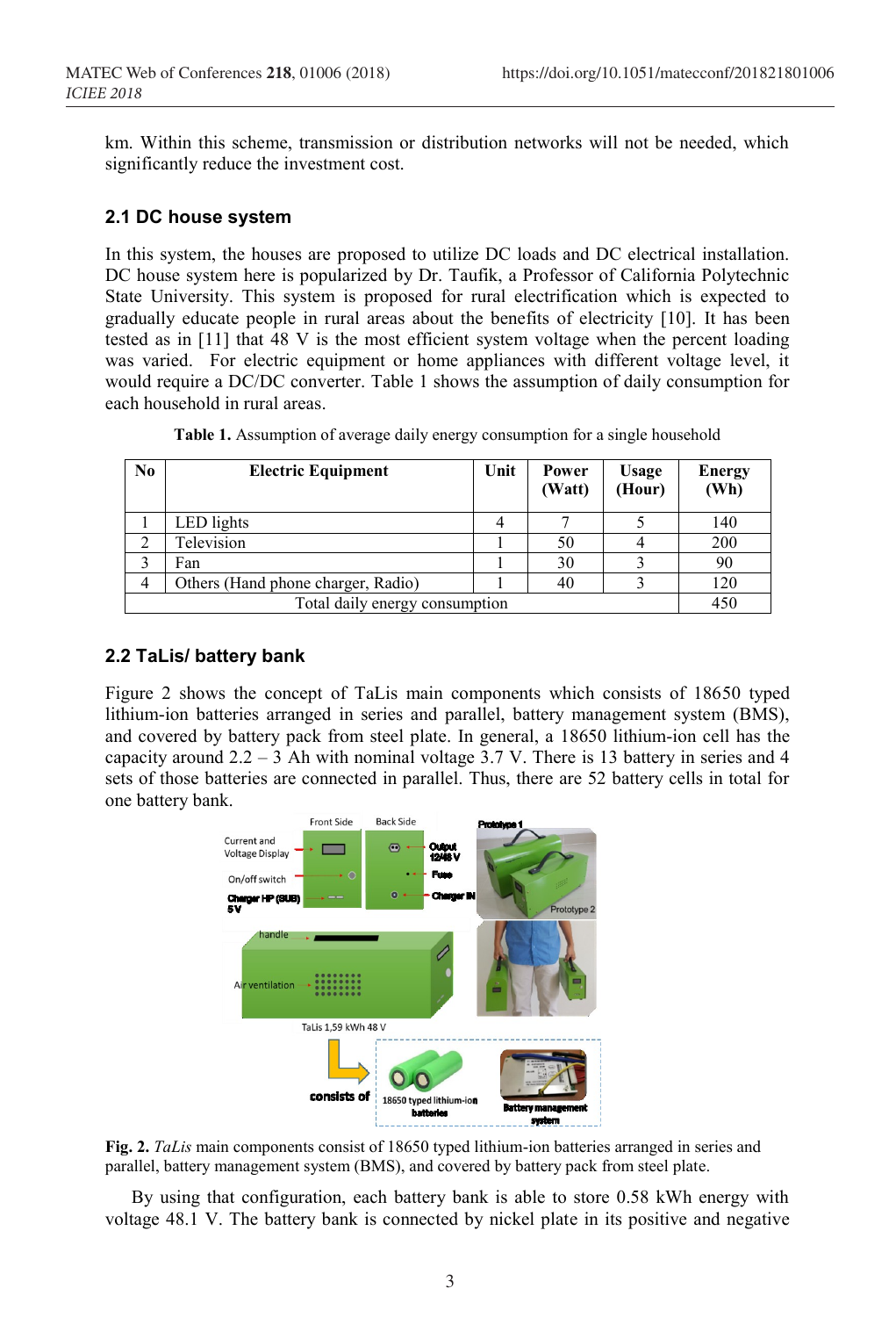km. Within this scheme, transmission or distribution networks will not be needed, which significantly reduce the investment cost.

### 2.1 DC house system

In this system, the houses are proposed to utilize DC loads and DC electrical installation. DC house system here is popularized by Dr. Taufik, a Professor of California Polytechnic State University. This system is proposed for rural electrification which is expected to gradually educate people in rural areas about the benefits of electricity [10]. It has been tested as in [11] that 48 V is the most efficient system voltage when the percent loading was varied. For electric equipment or home appliances with different voltage level, it would require a DC/DC converter. Table 1 shows the assumption of daily consumption for each household in rural areas.

**Table 1.** Assumption of average daily energy consumption for a single household

| No | Electric Equipment | Unit | Power (Watt) | Usage (Hour) | Energy (Wh) |
|---|---|---|---|---|---|
| 1 | LED lights | 4 | 7 | 5 | 140 |
| 2 | Television | 1 | 50 | 4 | 200 |
| 3 | Fan | 1 | 30 | 3 | 90 |
| 4 | Others (Hand phone charger, Radio) | 1 | 40 | 3 | 120 |
| Total daily energy consumption | | | | | 450 |

### 2.2 TaLis/ battery bank

Figure 2 shows the concept of TaLis main components which consists of 18650 typed lithium-ion batteries arranged in series and parallel, battery management system (BMS), and covered by battery pack from steel plate. In general, a 18650 lithium-ion cell has the capacity around 2.2 – 3 Ah with nominal voltage 3.7 V. There is 13 battery in series and 4 sets of those batteries are connected in parallel. Thus, there are 52 battery cells in total for one battery bank.

**Fig. 2.** *TaLis* main components consist of 18650 typed lithium-ion batteries arranged in series and parallel, battery management system (BMS), and covered by battery pack from steel plate.

By using that configuration, each battery bank is able to store 0.58 kWh energy with voltage 48.1 V. The battery bank is connected by nickel plate in its positive and negative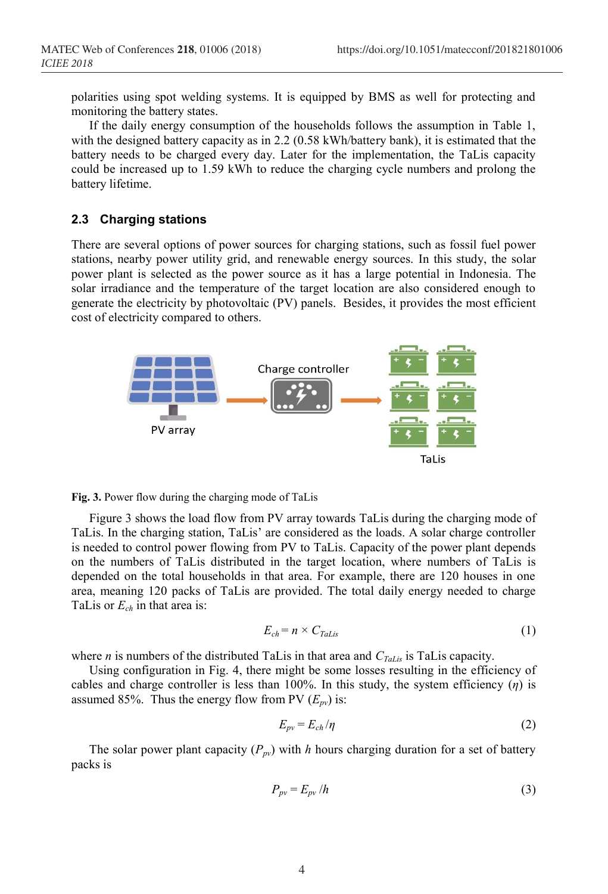polarities using spot welding systems. It is equipped by BMS as well for protecting and monitoring the battery states.

If the daily energy consumption of the households follows the assumption in Table 1, with the designed battery capacity as in 2.2 (0.58 kWh/battery bank), it is estimated that the battery needs to be charged every day. Later for the implementation, the TaLis capacity could be increased up to 1.59 kWh to reduce the charging cycle numbers and prolong the battery lifetime.

### 2.3 Charging stations

There are several options of power sources for charging stations, such as fossil fuel power stations, nearby power utility grid, and renewable energy sources. In this study, the solar power plant is selected as the power source as it has a large potential in Indonesia. The solar irradiance and the temperature of the target location are also considered enough to generate the electricity by photovoltaic (PV) panels. Besides, it provides the most efficient cost of electricity compared to others.

**Fig. 3.** Power flow during the charging mode of TaLis

Figure 3 shows the load flow from PV array towards TaLis during the charging mode of TaLis. In the charging station, TaLis' are considered as the loads. A solar charge controller is needed to control power flowing from PV to TaLis. Capacity of the power plant depends on the numbers of TaLis distributed in the target location, where numbers of TaLis is depended on the total households in that area. For example, there are 120 houses in one area, meaning 120 packs of TaLis are provided. The total daily energy needed to charge TaLis or $E_{ch}$ in that area is:

$$E_{ch} = n \times C_{TaLis} \tag{1}$$

where $n$ is numbers of the distributed TaLis in that area and $C_{TaLis}$ is TaLis capacity.

Using configuration in Fig. 4, there might be some losses resulting in the efficiency of cables and charge controller is less than 100%. In this study, the system efficiency ($\eta$) is assumed 85%. Thus the energy flow from PV ($E_{pv}$) is:

$$E_{pv} = E_{ch} / \eta \tag{2}$$

The solar power plant capacity ($P_{pv}$) with $h$ hours charging duration for a set of battery packs is

$$P_{pv} = E_{pv} / h \tag{3}$$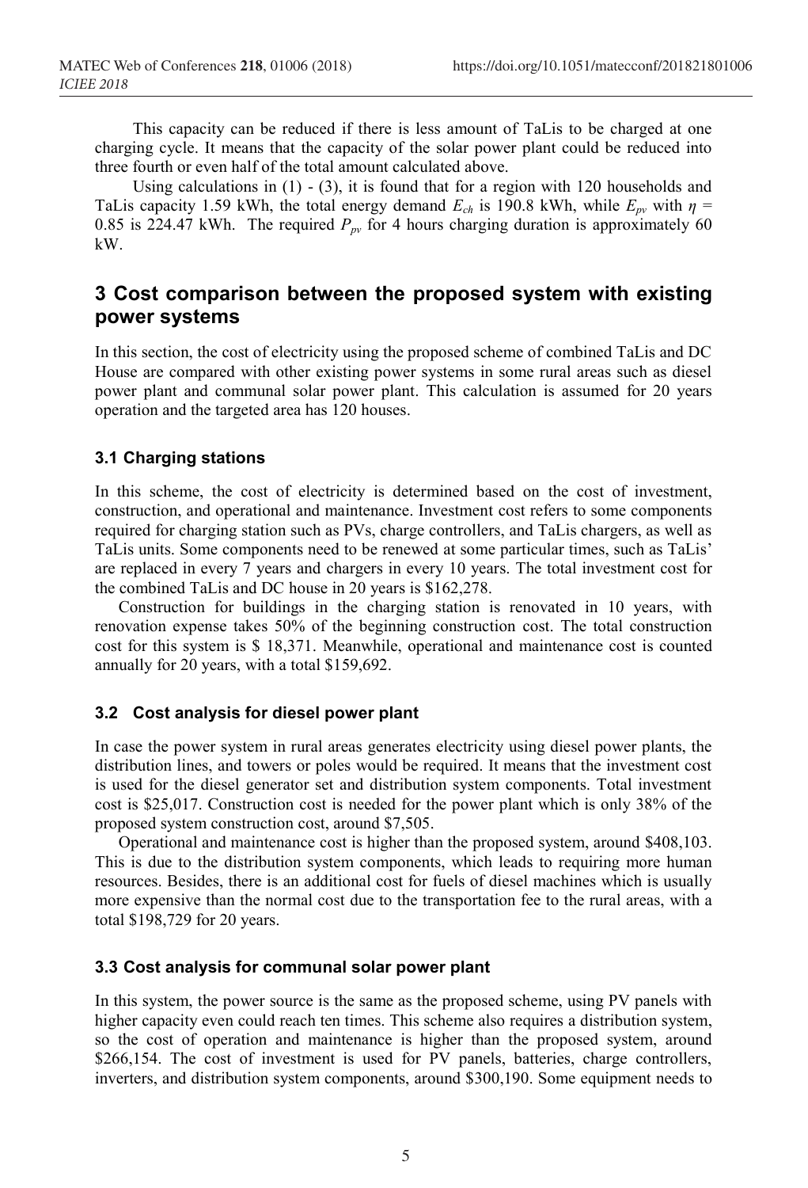This capacity can be reduced if there is less amount of TaLis to be charged at one charging cycle. It means that the capacity of the solar power plant could be reduced into three fourth or even half of the total amount calculated above.

Using calculations in (1) - (3), it is found that for a region with 120 households and TaLis capacity 1.59 kWh, the total energy demand $E_{ch}$ is 190.8 kWh, while $E_{pv}$ with $\eta$ = 0.85 is 224.47 kWh. The required $P_{pv}$ for 4 hours charging duration is approximately 60 kW.

## 3 Cost comparison between the proposed system with existing power systems

In this section, the cost of electricity using the proposed scheme of combined TaLis and DC House are compared with other existing power systems in some rural areas such as diesel power plant and communal solar power plant. This calculation is assumed for 20 years operation and the targeted area has 120 houses.

### 3.1 Charging stations

In this scheme, the cost of electricity is determined based on the cost of investment, construction, and operational and maintenance. Investment cost refers to some components required for charging station such as PVs, charge controllers, and TaLis chargers, as well as TaLis units. Some components need to be renewed at some particular times, such as TaLis' are replaced in every 7 years and chargers in every 10 years. The total investment cost for the combined TaLis and DC house in 20 years is $162,278.

Construction for buildings in the charging station is renovated in 10 years, with renovation expense takes 50% of the beginning construction cost. The total construction cost for this system is $ 18,371. Meanwhile, operational and maintenance cost is counted annually for 20 years, with a total $159,692.

### 3.2 Cost analysis for diesel power plant

In case the power system in rural areas generates electricity using diesel power plants, the distribution lines, and towers or poles would be required. It means that the investment cost is used for the diesel generator set and distribution system components. Total investment cost is $25,017. Construction cost is needed for the power plant which is only 38% of the proposed system construction cost, around $7,505.

Operational and maintenance cost is higher than the proposed system, around $408,103. This is due to the distribution system components, which leads to requiring more human resources. Besides, there is an additional cost for fuels of diesel machines which is usually more expensive than the normal cost due to the transportation fee to the rural areas, with a total $198,729 for 20 years.

### 3.3 Cost analysis for communal solar power plant

In this system, the power source is the same as the proposed scheme, using PV panels with higher capacity even could reach ten times. This scheme also requires a distribution system, so the cost of operation and maintenance is higher than the proposed system, around $266,154. The cost of investment is used for PV panels, batteries, charge controllers, inverters, and distribution system components, around $300,190. Some equipment needs to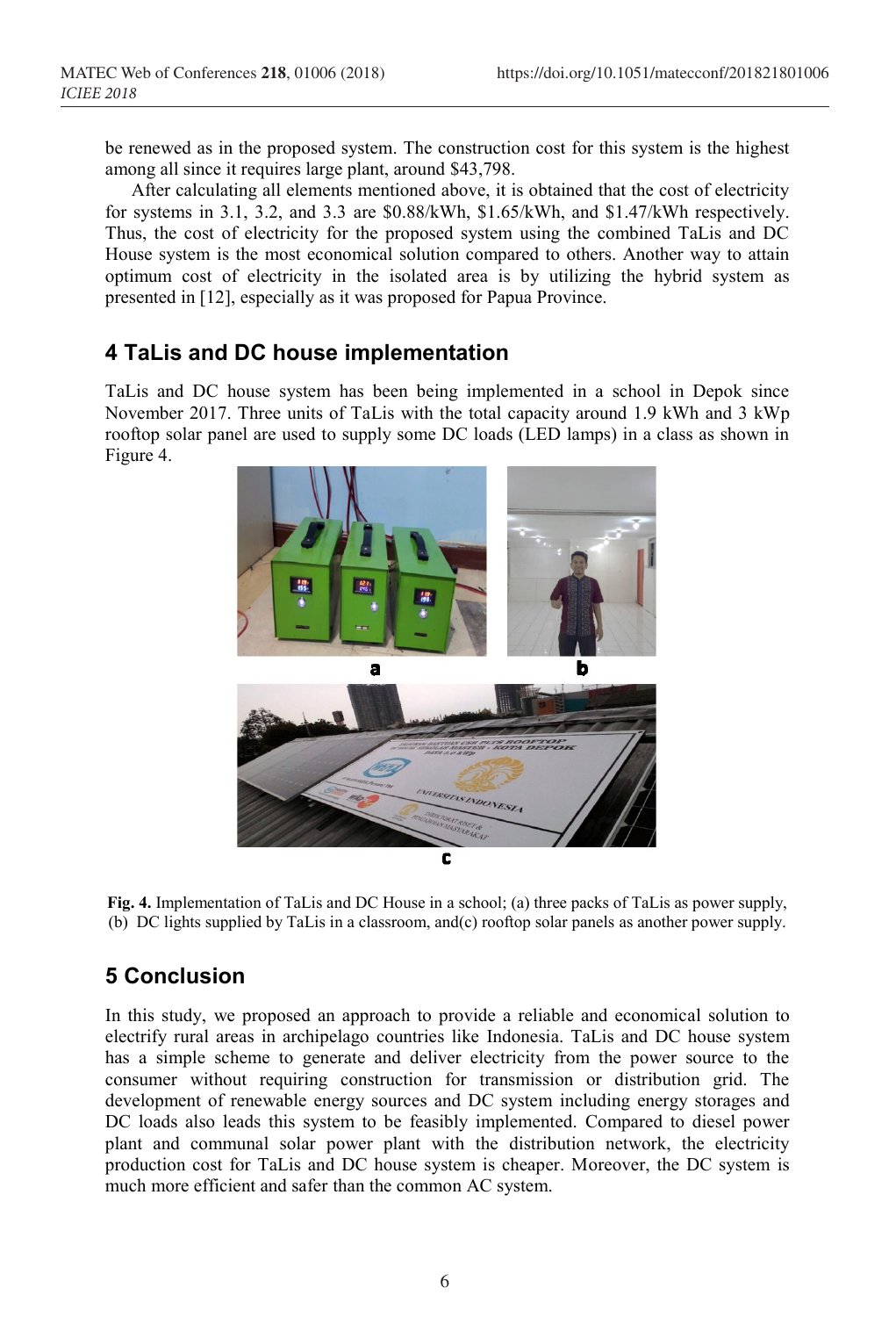be renewed as in the proposed system. The construction cost for this system is the highest among all since it requires large plant, around $43,798.

After calculating all elements mentioned above, it is obtained that the cost of electricity for systems in 3.1, 3.2, and 3.3 are $0.88/kWh, $1.65/kWh, and $1.47/kWh respectively. Thus, the cost of electricity for the proposed system using the combined TaLis and DC House system is the most economical solution compared to others. Another way to attain optimum cost of electricity in the isolated area is by utilizing the hybrid system as presented in [12], especially as it was proposed for Papua Province.

## 4 TaLis and DC house implementation

TaLis and DC house system has been being implemented in a school in Depok since November 2017. Three units of TaLis with the total capacity around 1.9 kWh and 3 kWp rooftop solar panel are used to supply some DC loads (LED lamps) in a class as shown in Figure 4.

**Fig. 4.** Implementation of TaLis and DC House in a school; (a) three packs of TaLis as power supply, (b) DC lights supplied by TaLis in a classroom, and(c) rooftop solar panels as another power supply.

## 5 Conclusion

In this study, we proposed an approach to provide a reliable and economical solution to electrify rural areas in archipelago countries like Indonesia. TaLis and DC house system has a simple scheme to generate and deliver electricity from the power source to the consumer without requiring construction for transmission or distribution grid. The development of renewable energy sources and DC system including energy storages and DC loads also leads this system to be feasibly implemented. Compared to diesel power plant and communal solar power plant with the distribution network, the electricity production cost for TaLis and DC house system is cheaper. Moreover, the DC system is much more efficient and safer than the common AC system.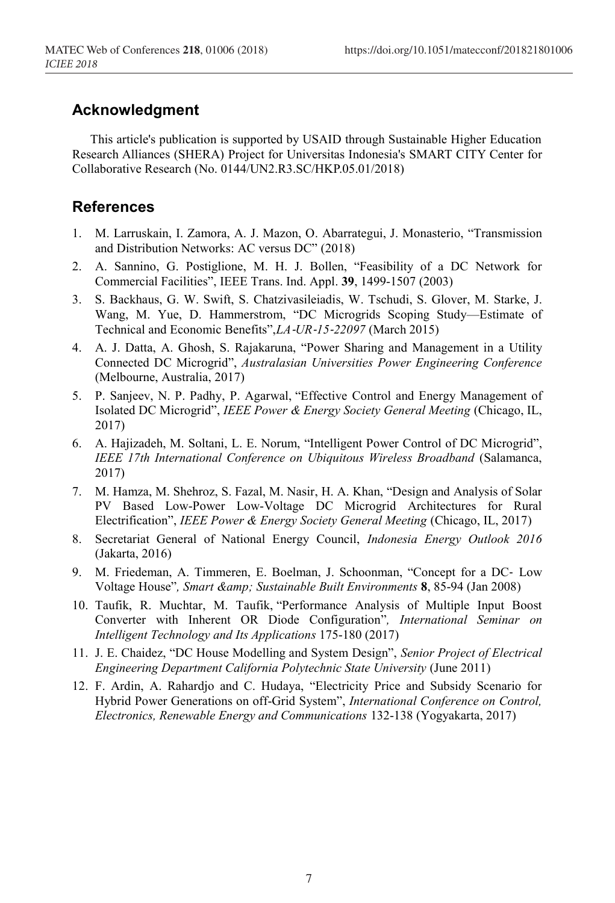## Acknowledgment

This article's publication is supported by USAID through Sustainable Higher Education Research Alliances (SHERA) Project for Universitas Indonesia's SMART CITY Center for Collaborative Research (No. 0144/UN2.R3.SC/HKP.05.01/2018)

## References

1. M. Larruskain, I. Zamora, A. J. Mazon, O. Abarrategui, J. Monasterio, "Transmission and Distribution Networks: AC versus DC" (2018)
2. A. Sannino, G. Postiglione, M. H. J. Bollen, "Feasibility of a DC Network for Commercial Facilities", IEEE Trans. Ind. Appl. **39**, 1499-1507 (2003)
3. S. Backhaus, G. W. Swift, S. Chatzivasileiadis, W. Tschudi, S. Glover, M. Starke, J. Wang, M. Yue, D. Hammerstrom, "DC Microgrids Scoping Study—Estimate of Technical and Economic Benefits",*LA-UR-15-22097* (March 2015)
4. A. J. Datta, A. Ghosh, S. Rajakaruna, "Power Sharing and Management in a Utility Connected DC Microgrid", *Australasian Universities Power Engineering Conference* (Melbourne, Australia, 2017)
5. P. Sanjeev, N. P. Padhy, P. Agarwal, "Effective Control and Energy Management of Isolated DC Microgrid", *IEEE Power & Energy Society General Meeting* (Chicago, IL, 2017)
6. A. Hajizadeh, M. Soltani, L. E. Norum, "Intelligent Power Control of DC Microgrid", *IEEE 17th International Conference on Ubiquitous Wireless Broadband* (Salamanca, 2017)
7. M. Hamza, M. Shehroz, S. Fazal, M. Nasir, H. A. Khan, "Design and Analysis of Solar PV Based Low-Power Low-Voltage DC Microgrid Architectures for Rural Electrification", *IEEE Power & Energy Society General Meeting* (Chicago, IL, 2017)
8. Secretariat General of National Energy Council, *Indonesia Energy Outlook 2016* (Jakarta, 2016)
9. M. Friedeman, A. Timmeren, E. Boelman, J. Schoonman, "Concept for a DC- Low Voltage House"*, Smart &amp; Sustainable Built Environments* **8**, 85-94 (Jan 2008)
10. Taufik, R. Muchtar, M. Taufik, "Performance Analysis of Multiple Input Boost Converter with Inherent OR Diode Configuration"*, International Seminar on Intelligent Technology and Its Applications* 175-180 (2017)
11. J. E. Chaidez, "DC House Modelling and System Design", *Senior Project of Electrical Engineering Department California Polytechnic State University* (June 2011)
12. F. Ardin, A. Rahardjo and C. Hudaya, "Electricity Price and Subsidy Scenario for Hybrid Power Generations on off-Grid System", *International Conference on Control, Electronics, Renewable Energy and Communications* 132-138 (Yogyakarta, 2017)